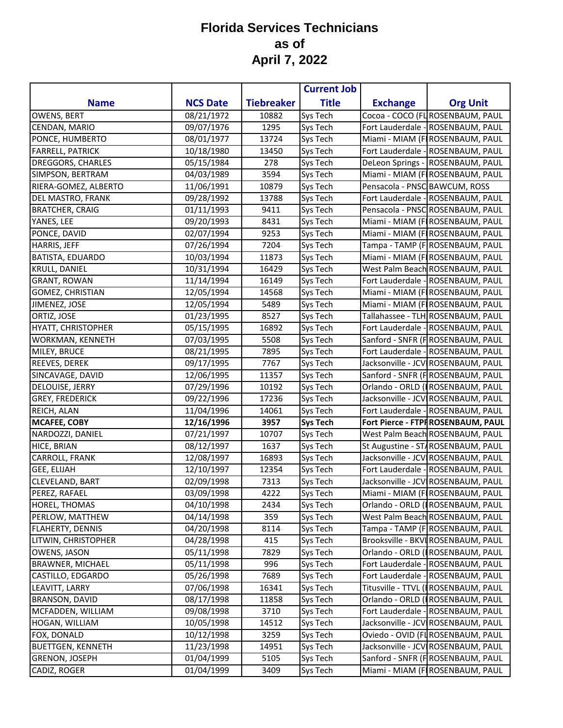# Florida Services Technicians
# as of
# April 7, 2022

| Name | NCS Date | Tiebreaker | Current Job Title | Exchange | Org Unit |
|---|---|---|---|---|---|
| OWENS, BERT | 08/21/1972 | 10882 | Sys Tech | Cocoa - COCO (FL | ROSENBAUM, PAUL |
| CENDAN, MARIO | 09/07/1976 | 1295 | Sys Tech | Fort Lauderdale - | ROSENBAUM, PAUL |
| PONCE, HUMBERTO | 08/01/1977 | 13724 | Sys Tech | Miami - MIAM (F | ROSENBAUM, PAUL |
| FARRELL, PATRICK | 10/18/1980 | 13450 | Sys Tech | Fort Lauderdale - | ROSENBAUM, PAUL |
| DREGGORS, CHARLES | 05/15/1984 | 278 | Sys Tech | DeLeon Springs - | ROSENBAUM, PAUL |
| SIMPSON, BERTRAM | 04/03/1989 | 3594 | Sys Tech | Miami - MIAM (F | ROSENBAUM, PAUL |
| RIERA-GOMEZ, ALBERTO | 11/06/1991 | 10879 | Sys Tech | Pensacola - PNSC | BAWCUM, ROSS |
| DEL MASTRO, FRANK | 09/28/1992 | 13788 | Sys Tech | Fort Lauderdale - | ROSENBAUM, PAUL |
| BRATCHER, CRAIG | 01/11/1993 | 9411 | Sys Tech | Pensacola - PNSC | ROSENBAUM, PAUL |
| YANES, LEE | 09/20/1993 | 8431 | Sys Tech | Miami - MIAM (F | ROSENBAUM, PAUL |
| PONCE, DAVID | 02/07/1994 | 9253 | Sys Tech | Miami - MIAM (F | ROSENBAUM, PAUL |
| HARRIS, JEFF | 07/26/1994 | 7204 | Sys Tech | Tampa - TAMP (F | ROSENBAUM, PAUL |
| BATISTA, EDUARDO | 10/03/1994 | 11873 | Sys Tech | Miami - MIAM (F | ROSENBAUM, PAUL |
| KRULL, DANIEL | 10/31/1994 | 16429 | Sys Tech | West Palm Beach | ROSENBAUM, PAUL |
| GRANT, ROWAN | 11/14/1994 | 16149 | Sys Tech | Fort Lauderdale - | ROSENBAUM, PAUL |
| GOMEZ, CHRISTIAN | 12/05/1994 | 14568 | Sys Tech | Miami - MIAM (F | ROSENBAUM, PAUL |
| JIMENEZ, JOSE | 12/05/1994 | 5489 | Sys Tech | Miami - MIAM (F | ROSENBAUM, PAUL |
| ORTIZ, JOSE | 01/23/1995 | 8527 | Sys Tech | Tallahassee - TLH | ROSENBAUM, PAUL |
| HYATT, CHRISTOPHER | 05/15/1995 | 16892 | Sys Tech | Fort Lauderdale - | ROSENBAUM, PAUL |
| WORKMAN, KENNETH | 07/03/1995 | 5508 | Sys Tech | Sanford - SNFR (F | ROSENBAUM, PAUL |
| MILEY, BRUCE | 08/21/1995 | 7895 | Sys Tech | Fort Lauderdale - | ROSENBAUM, PAUL |
| REEVES, DEREK | 09/17/1995 | 7767 | Sys Tech | Jacksonville - JCV | ROSENBAUM, PAUL |
| SINCAVAGE, DAVID | 12/06/1995 | 11357 | Sys Tech | Sanford - SNFR (F | ROSENBAUM, PAUL |
| DELOUISE, JERRY | 07/29/1996 | 10192 | Sys Tech | Orlando - ORLD ( | ROSENBAUM, PAUL |
| GREY, FREDERICK | 09/22/1996 | 17236 | Sys Tech | Jacksonville - JCV | ROSENBAUM, PAUL |
| REICH, ALAN | 11/04/1996 | 14061 | Sys Tech | Fort Lauderdale - | ROSENBAUM, PAUL |
| **MCAFEE, COBY** | **12/16/1996** | **3957** | **Sys Tech** | **Fort Pierce - FTPI** | **ROSENBAUM, PAUL** |
| NARDOZZI, DANIEL | 07/21/1997 | 10707 | Sys Tech | West Palm Beach | ROSENBAUM, PAUL |
| HICE, BRIAN | 08/12/1997 | 1637 | Sys Tech | St Augustine - ST/ | ROSENBAUM, PAUL |
| CARROLL, FRANK | 12/08/1997 | 16893 | Sys Tech | Jacksonville - JCV | ROSENBAUM, PAUL |
| GEE, ELIJAH | 12/10/1997 | 12354 | Sys Tech | Fort Lauderdale - | ROSENBAUM, PAUL |
| CLEVELAND, BART | 02/09/1998 | 7313 | Sys Tech | Jacksonville - JCV | ROSENBAUM, PAUL |
| PEREZ, RAFAEL | 03/09/1998 | 4222 | Sys Tech | Miami - MIAM (F | ROSENBAUM, PAUL |
| HOREL, THOMAS | 04/10/1998 | 2434 | Sys Tech | Orlando - ORLD ( | ROSENBAUM, PAUL |
| PERLOW, MATTHEW | 04/14/1998 | 359 | Sys Tech | West Palm Beach | ROSENBAUM, PAUL |
| FLAHERTY, DENNIS | 04/20/1998 | 8114 | Sys Tech | Tampa - TAMP (F | ROSENBAUM, PAUL |
| LITWIN, CHRISTOPHER | 04/28/1998 | 415 | Sys Tech | Brooksville - BKVI | ROSENBAUM, PAUL |
| OWENS, JASON | 05/11/1998 | 7829 | Sys Tech | Orlando - ORLD ( | ROSENBAUM, PAUL |
| BRAWNER, MICHAEL | 05/11/1998 | 996 | Sys Tech | Fort Lauderdale - | ROSENBAUM, PAUL |
| CASTILLO, EDGARDO | 05/26/1998 | 7689 | Sys Tech | Fort Lauderdale - | ROSENBAUM, PAUL |
| LEAVITT, LARRY | 07/06/1998 | 16341 | Sys Tech | Titusville - TTVL ( | ROSENBAUM, PAUL |
| BRANSON, DAVID | 08/17/1998 | 11858 | Sys Tech | Orlando - ORLD ( | ROSENBAUM, PAUL |
| MCFADDEN, WILLIAM | 09/08/1998 | 3710 | Sys Tech | Fort Lauderdale - | ROSENBAUM, PAUL |
| HOGAN, WILLIAM | 10/05/1998 | 14512 | Sys Tech | Jacksonville - JCV | ROSENBAUM, PAUL |
| FOX, DONALD | 10/12/1998 | 3259 | Sys Tech | Oviedo - OVID (FL | ROSENBAUM, PAUL |
| BUETTGEN, KENNETH | 11/23/1998 | 14951 | Sys Tech | Jacksonville - JCV | ROSENBAUM, PAUL |
| GRENON, JOSEPH | 01/04/1999 | 5105 | Sys Tech | Sanford - SNFR (F | ROSENBAUM, PAUL |
| CADIZ, ROGER | 01/04/1999 | 3409 | Sys Tech | Miami - MIAM (F | ROSENBAUM, PAUL |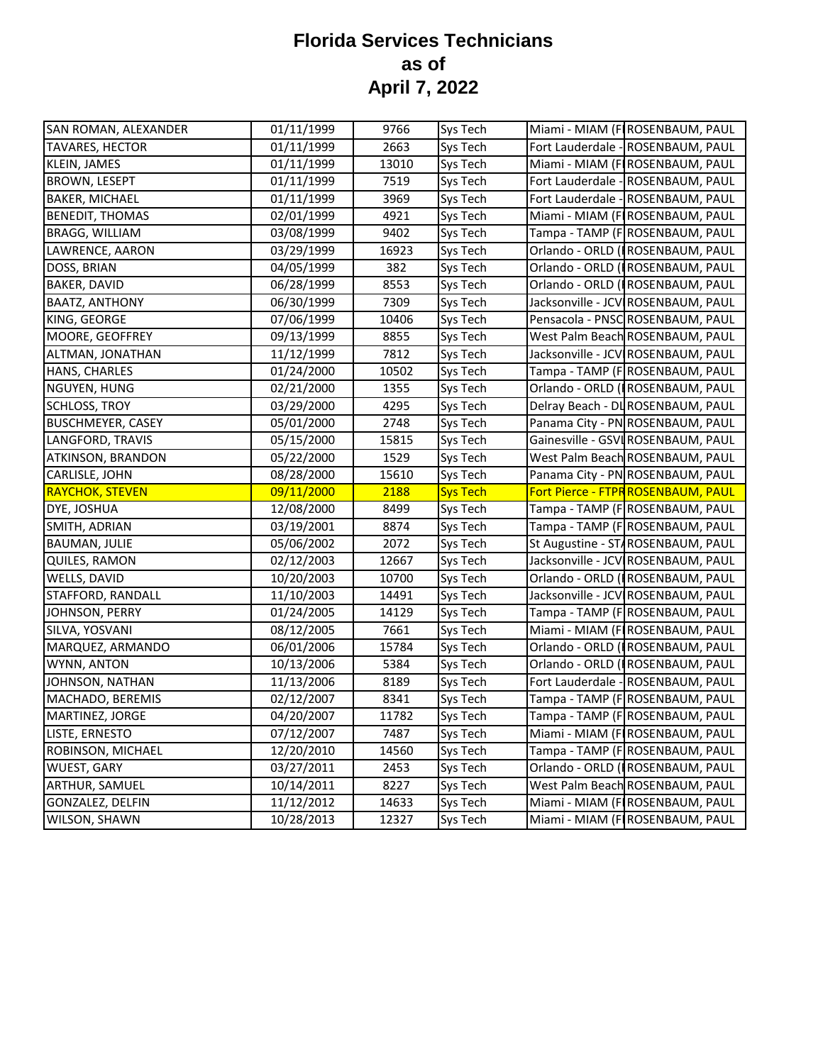# Florida Services Technicians as of April 7, 2022

| | | | | | |
|---|---|---|---|---|---|
| SAN ROMAN, ALEXANDER | 01/11/1999 | 9766 | Sys Tech | Miami - MIAM (F | ROSENBAUM, PAUL |
| TAVARES, HECTOR | 01/11/1999 | 2663 | Sys Tech | Fort Lauderdale - | ROSENBAUM, PAUL |
| KLEIN, JAMES | 01/11/1999 | 13010 | Sys Tech | Miami - MIAM (F | ROSENBAUM, PAUL |
| BROWN, LESEPT | 01/11/1999 | 7519 | Sys Tech | Fort Lauderdale - | ROSENBAUM, PAUL |
| BAKER, MICHAEL | 01/11/1999 | 3969 | Sys Tech | Fort Lauderdale - | ROSENBAUM, PAUL |
| BENEDIT, THOMAS | 02/01/1999 | 4921 | Sys Tech | Miami - MIAM (F | ROSENBAUM, PAUL |
| BRAGG, WILLIAM | 03/08/1999 | 9402 | Sys Tech | Tampa - TAMP (F | ROSENBAUM, PAUL |
| LAWRENCE, AARON | 03/29/1999 | 16923 | Sys Tech | Orlando - ORLD ( | ROSENBAUM, PAUL |
| DOSS, BRIAN | 04/05/1999 | 382 | Sys Tech | Orlando - ORLD ( | ROSENBAUM, PAUL |
| BAKER, DAVID | 06/28/1999 | 8553 | Sys Tech | Orlando - ORLD ( | ROSENBAUM, PAUL |
| BAATZ, ANTHONY | 06/30/1999 | 7309 | Sys Tech | Jacksonville - JCV | ROSENBAUM, PAUL |
| KING, GEORGE | 07/06/1999 | 10406 | Sys Tech | Pensacola - PNSC | ROSENBAUM, PAUL |
| MOORE, GEOFFREY | 09/13/1999 | 8855 | Sys Tech | West Palm Beach | ROSENBAUM, PAUL |
| ALTMAN, JONATHAN | 11/12/1999 | 7812 | Sys Tech | Jacksonville - JCV | ROSENBAUM, PAUL |
| HANS, CHARLES | 01/24/2000 | 10502 | Sys Tech | Tampa - TAMP (F | ROSENBAUM, PAUL |
| NGUYEN, HUNG | 02/21/2000 | 1355 | Sys Tech | Orlando - ORLD ( | ROSENBAUM, PAUL |
| SCHLOSS, TROY | 03/29/2000 | 4295 | Sys Tech | Delray Beach - DL | ROSENBAUM, PAUL |
| BUSCHMEYER, CASEY | 05/01/2000 | 2748 | Sys Tech | Panama City - PN | ROSENBAUM, PAUL |
| LANGFORD, TRAVIS | 05/15/2000 | 15815 | Sys Tech | Gainesville - GSVL | ROSENBAUM, PAUL |
| ATKINSON, BRANDON | 05/22/2000 | 1529 | Sys Tech | West Palm Beach | ROSENBAUM, PAUL |
| CARLISLE, JOHN | 08/28/2000 | 15610 | Sys Tech | Panama City - PN | ROSENBAUM, PAUL |
| RAYCHOK, STEVEN | 09/11/2000 | 2188 | Sys Tech | Fort Pierce - FTPR | ROSENBAUM, PAUL |
| DYE, JOSHUA | 12/08/2000 | 8499 | Sys Tech | Tampa - TAMP (F | ROSENBAUM, PAUL |
| SMITH, ADRIAN | 03/19/2001 | 8874 | Sys Tech | Tampa - TAMP (F | ROSENBAUM, PAUL |
| BAUMAN, JULIE | 05/06/2002 | 2072 | Sys Tech | St Augustine - ST/ | ROSENBAUM, PAUL |
| QUILES, RAMON | 02/12/2003 | 12667 | Sys Tech | Jacksonville - JCV | ROSENBAUM, PAUL |
| WELLS, DAVID | 10/20/2003 | 10700 | Sys Tech | Orlando - ORLD ( | ROSENBAUM, PAUL |
| STAFFORD, RANDALL | 11/10/2003 | 14491 | Sys Tech | Jacksonville - JCV | ROSENBAUM, PAUL |
| JOHNSON, PERRY | 01/24/2005 | 14129 | Sys Tech | Tampa - TAMP (F | ROSENBAUM, PAUL |
| SILVA, YOSVANI | 08/12/2005 | 7661 | Sys Tech | Miami - MIAM (F | ROSENBAUM, PAUL |
| MARQUEZ, ARMANDO | 06/01/2006 | 15784 | Sys Tech | Orlando - ORLD ( | ROSENBAUM, PAUL |
| WYNN, ANTON | 10/13/2006 | 5384 | Sys Tech | Orlando - ORLD ( | ROSENBAUM, PAUL |
| JOHNSON, NATHAN | 11/13/2006 | 8189 | Sys Tech | Fort Lauderdale - | ROSENBAUM, PAUL |
| MACHADO, BEREMIS | 02/12/2007 | 8341 | Sys Tech | Tampa - TAMP (F | ROSENBAUM, PAUL |
| MARTINEZ, JORGE | 04/20/2007 | 11782 | Sys Tech | Tampa - TAMP (F | ROSENBAUM, PAUL |
| LISTE, ERNESTO | 07/12/2007 | 7487 | Sys Tech | Miami - MIAM (F | ROSENBAUM, PAUL |
| ROBINSON, MICHAEL | 12/20/2010 | 14560 | Sys Tech | Tampa - TAMP (F | ROSENBAUM, PAUL |
| WUEST, GARY | 03/27/2011 | 2453 | Sys Tech | Orlando - ORLD ( | ROSENBAUM, PAUL |
| ARTHUR, SAMUEL | 10/14/2011 | 8227 | Sys Tech | West Palm Beach | ROSENBAUM, PAUL |
| GONZALEZ, DELFIN | 11/12/2012 | 14633 | Sys Tech | Miami - MIAM (F | ROSENBAUM, PAUL |
| WILSON, SHAWN | 10/28/2013 | 12327 | Sys Tech | Miami - MIAM (F | ROSENBAUM, PAUL |